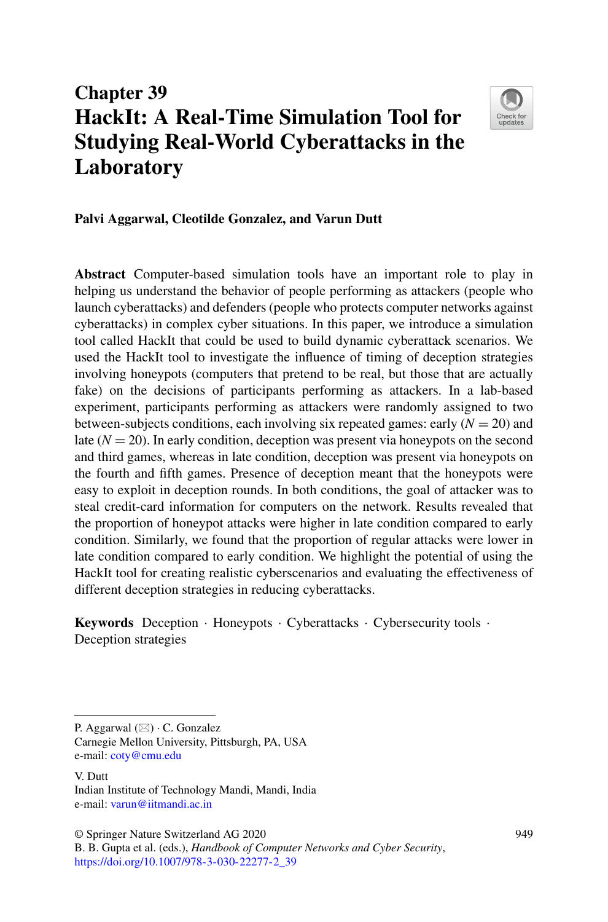# Chapter 39
# HackIt: A Real-Time Simulation Tool for Studying Real-World Cyberattacks in the Laboratory

**Palvi Aggarwal, Cleotilde Gonzalez, and Varun Dutt**

**Abstract** Computer-based simulation tools have an important role to play in helping us understand the behavior of people performing as attackers (people who launch cyberattacks) and defenders (people who protects computer networks against cyberattacks) in complex cyber situations. In this paper, we introduce a simulation tool called HackIt that could be used to build dynamic cyberattack scenarios. We used the HackIt tool to investigate the influence of timing of deception strategies involving honeypots (computers that pretend to be real, but those that are actually fake) on the decisions of participants performing as attackers. In a lab-based experiment, participants performing as attackers were randomly assigned to two between-subjects conditions, each involving six repeated games: early ($N = 20$) and late ($N = 20$). In early condition, deception was present via honeypots on the second and third games, whereas in late condition, deception was present via honeypots on the fourth and fifth games. Presence of deception meant that the honeypots were easy to exploit in deception rounds. In both conditions, the goal of attacker was to steal credit-card information for computers on the network. Results revealed that the proportion of honeypot attacks were higher in late condition compared to early condition. Similarly, we found that the proportion of regular attacks were lower in late condition compared to early condition. We highlight the potential of using the HackIt tool for creating realistic cyberscenarios and evaluating the effectiveness of different deception strategies in reducing cyberattacks.

**Keywords** Deception · Honeypots · Cyberattacks · Cybersecurity tools · Deception strategies

---

P. Aggarwal (✉) · C. Gonzalez
Carnegie Mellon University, Pittsburgh, PA, USA
e-mail: coty@cmu.edu

V. Dutt
Indian Institute of Technology Mandi, Mandi, India
e-mail: varun@iitmandi.ac.in

© Springer Nature Switzerland AG 2020
B. B. Gupta et al. (eds.), *Handbook of Computer Networks and Cyber Security*,
https://doi.org/10.1007/978-3-030-22277-2_39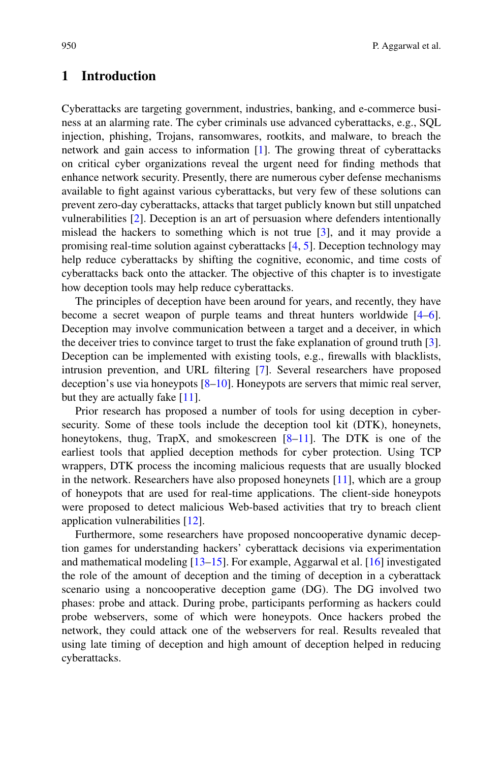## 1 Introduction

Cyberattacks are targeting government, industries, banking, and e-commerce business at an alarming rate. The cyber criminals use advanced cyberattacks, e.g., SQL injection, phishing, Trojans, ransomwares, rootkits, and malware, to breach the network and gain access to information [1]. The growing threat of cyberattacks on critical cyber organizations reveal the urgent need for finding methods that enhance network security. Presently, there are numerous cyber defense mechanisms available to fight against various cyberattacks, but very few of these solutions can prevent zero-day cyberattacks, attacks that target publicly known but still unpatched vulnerabilities [2]. Deception is an art of persuasion where defenders intentionally mislead the hackers to something which is not true [3], and it may provide a promising real-time solution against cyberattacks [4, 5]. Deception technology may help reduce cyberattacks by shifting the cognitive, economic, and time costs of cyberattacks back onto the attacker. The objective of this chapter is to investigate how deception tools may help reduce cyberattacks.

The principles of deception have been around for years, and recently, they have become a secret weapon of purple teams and threat hunters worldwide [4–6]. Deception may involve communication between a target and a deceiver, in which the deceiver tries to convince target to trust the fake explanation of ground truth [3]. Deception can be implemented with existing tools, e.g., firewalls with blacklists, intrusion prevention, and URL filtering [7]. Several researchers have proposed deception's use via honeypots [8–10]. Honeypots are servers that mimic real server, but they are actually fake [11].

Prior research has proposed a number of tools for using deception in cybersecurity. Some of these tools include the deception tool kit (DTK), honeynets, honeytokens, thug, TrapX, and smokescreen [8–11]. The DTK is one of the earliest tools that applied deception methods for cyber protection. Using TCP wrappers, DTK process the incoming malicious requests that are usually blocked in the network. Researchers have also proposed honeynets [11], which are a group of honeypots that are used for real-time applications. The client-side honeypots were proposed to detect malicious Web-based activities that try to breach client application vulnerabilities [12].

Furthermore, some researchers have proposed noncooperative dynamic deception games for understanding hackers' cyberattack decisions via experimentation and mathematical modeling [13–15]. For example, Aggarwal et al. [16] investigated the role of the amount of deception and the timing of deception in a cyberattack scenario using a noncooperative deception game (DG). The DG involved two phases: probe and attack. During probe, participants performing as hackers could probe webservers, some of which were honeypots. Once hackers probed the network, they could attack one of the webservers for real. Results revealed that using late timing of deception and high amount of deception helped in reducing cyberattacks.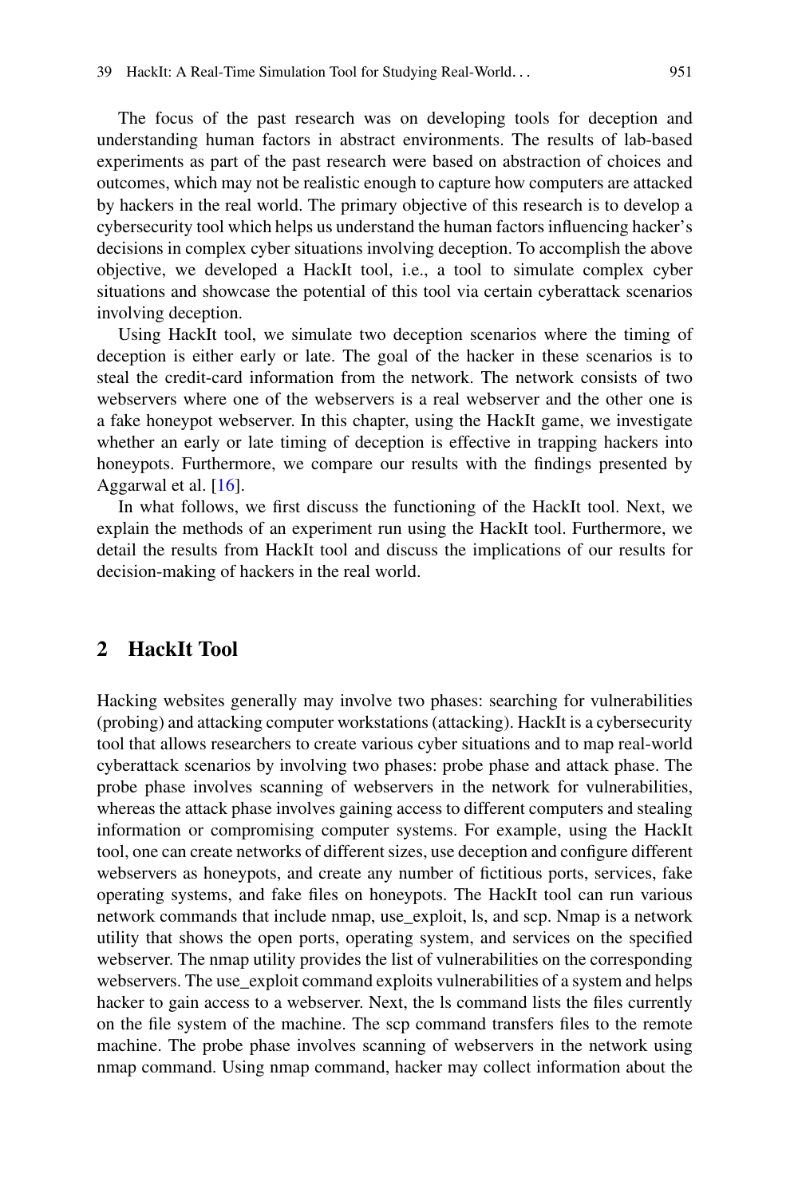The focus of the past research was on developing tools for deception and understanding human factors in abstract environments. The results of lab-based experiments as part of the past research were based on abstraction of choices and outcomes, which may not be realistic enough to capture how computers are attacked by hackers in the real world. The primary objective of this research is to develop a cybersecurity tool which helps us understand the human factors influencing hacker's decisions in complex cyber situations involving deception. To accomplish the above objective, we developed a HackIt tool, i.e., a tool to simulate complex cyber situations and showcase the potential of this tool via certain cyberattack scenarios involving deception.

Using HackIt tool, we simulate two deception scenarios where the timing of deception is either early or late. The goal of the hacker in these scenarios is to steal the credit-card information from the network. The network consists of two webservers where one of the webservers is a real webserver and the other one is a fake honeypot webserver. In this chapter, using the HackIt game, we investigate whether an early or late timing of deception is effective in trapping hackers into honeypots. Furthermore, we compare our results with the findings presented by Aggarwal et al. [16].

In what follows, we first discuss the functioning of the HackIt tool. Next, we explain the methods of an experiment run using the HackIt tool. Furthermore, we detail the results from HackIt tool and discuss the implications of our results for decision-making of hackers in the real world.

## 2 HackIt Tool

Hacking websites generally may involve two phases: searching for vulnerabilities (probing) and attacking computer workstations (attacking). HackIt is a cybersecurity tool that allows researchers to create various cyber situations and to map real-world cyberattack scenarios by involving two phases: probe phase and attack phase. The probe phase involves scanning of webservers in the network for vulnerabilities, whereas the attack phase involves gaining access to different computers and stealing information or compromising computer systems. For example, using the HackIt tool, one can create networks of different sizes, use deception and configure different webservers as honeypots, and create any number of fictitious ports, services, fake operating systems, and fake files on honeypots. The HackIt tool can run various network commands that include nmap, use_exploit, ls, and scp. Nmap is a network utility that shows the open ports, operating system, and services on the specified webserver. The nmap utility provides the list of vulnerabilities on the corresponding webservers. The use_exploit command exploits vulnerabilities of a system and helps hacker to gain access to a webserver. Next, the ls command lists the files currently on the file system of the machine. The scp command transfers files to the remote machine. The probe phase involves scanning of webservers in the network using nmap command. Using nmap command, hacker may collect information about the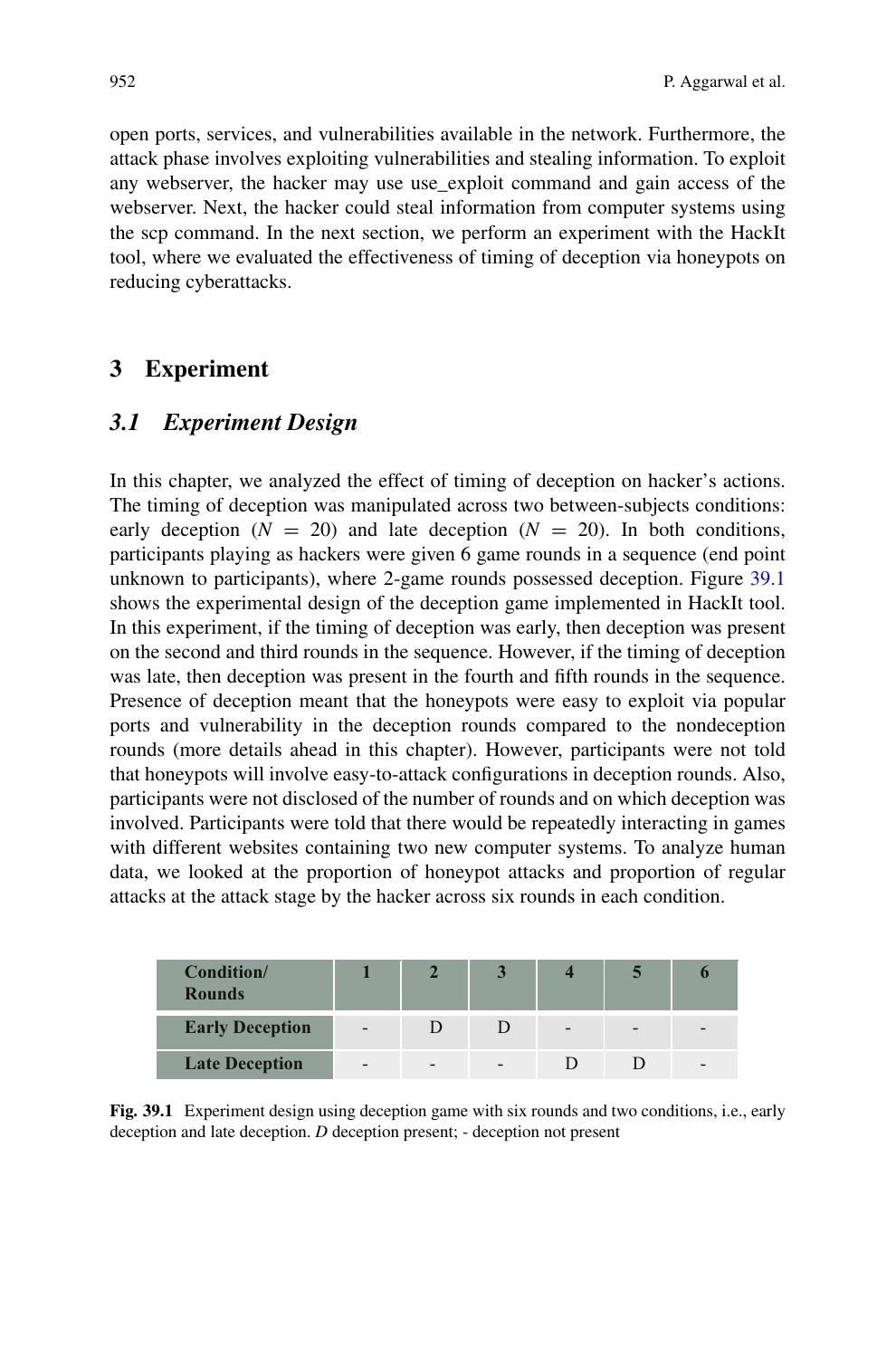open ports, services, and vulnerabilities available in the network. Furthermore, the attack phase involves exploiting vulnerabilities and stealing information. To exploit any webserver, the hacker may use use_exploit command and gain access of the webserver. Next, the hacker could steal information from computer systems using the scp command. In the next section, we perform an experiment with the HackIt tool, where we evaluated the effectiveness of timing of deception via honeypots on reducing cyberattacks.

## 3 Experiment

### *3.1 Experiment Design*

In this chapter, we analyzed the effect of timing of deception on hacker's actions. The timing of deception was manipulated across two between-subjects conditions: early deception ($N = 20$) and late deception ($N = 20$). In both conditions, participants playing as hackers were given 6 game rounds in a sequence (end point unknown to participants), where 2-game rounds possessed deception. Figure 39.1 shows the experimental design of the deception game implemented in HackIt tool. In this experiment, if the timing of deception was early, then deception was present on the second and third rounds in the sequence. However, if the timing of deception was late, then deception was present in the fourth and fifth rounds in the sequence. Presence of deception meant that the honeypots were easy to exploit via popular ports and vulnerability in the deception rounds compared to the nondeception rounds (more details ahead in this chapter). However, participants were not told that honeypots will involve easy-to-attack configurations in deception rounds. Also, participants were not disclosed of the number of rounds and on which deception was involved. Participants were told that there would be repeatedly interacting in games with different websites containing two new computer systems. To analyze human data, we looked at the proportion of honeypot attacks and proportion of regular attacks at the attack stage by the hacker across six rounds in each condition.

| **Condition/ Rounds** | **1** | **2** | **3** | **4** | **5** | **6** |
|---|---|---|---|---|---|---|
| **Early Deception** | - | D | D | - | - | - |
| **Late Deception** | - | - | - | D | D | - |

**Fig. 39.1** Experiment design using deception game with six rounds and two conditions, i.e., early deception and late deception. *D* deception present; - deception not present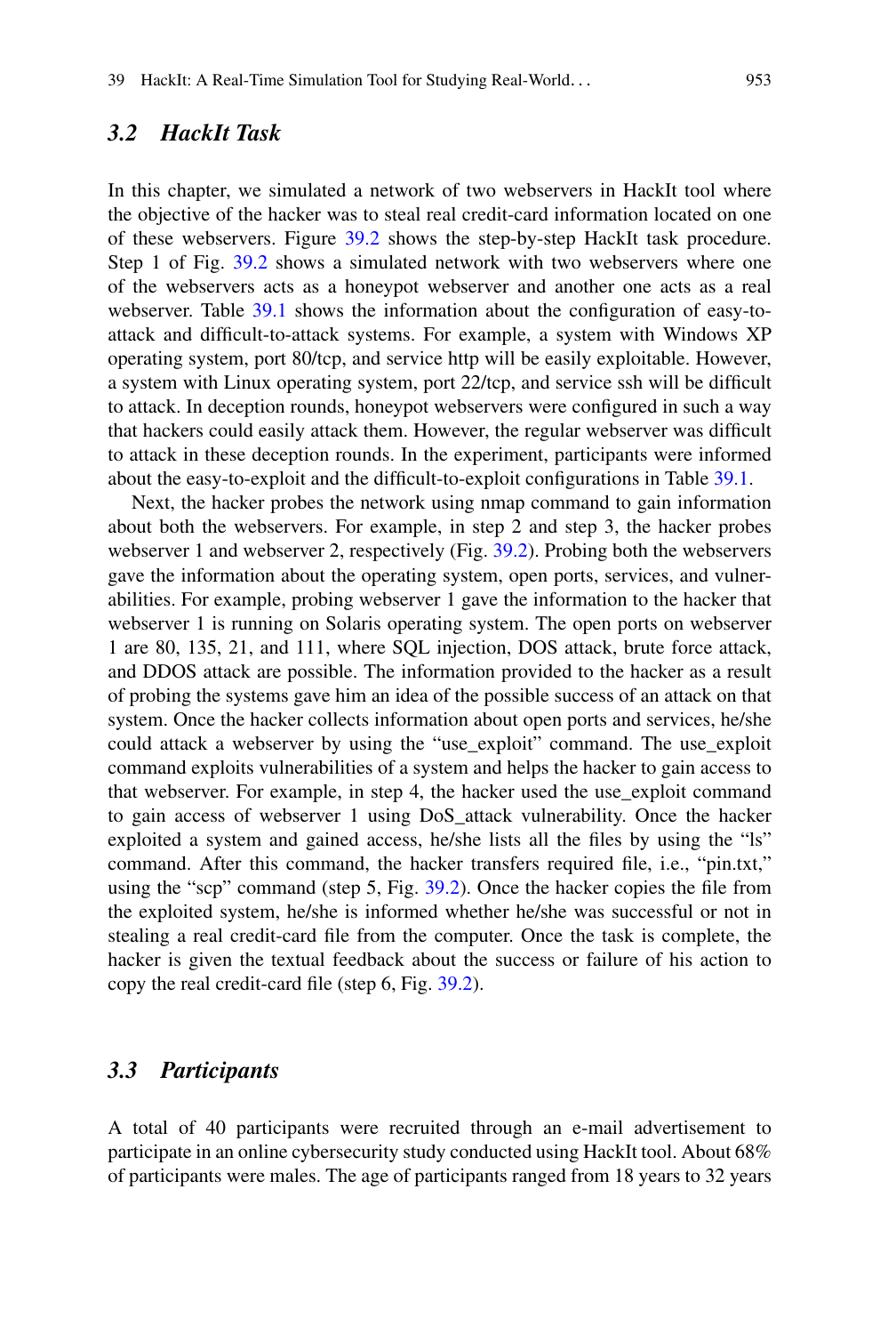## 3.2 HackIt Task

In this chapter, we simulated a network of two webservers in HackIt tool where the objective of the hacker was to steal real credit-card information located on one of these webservers. Figure 39.2 shows the step-by-step HackIt task procedure. Step 1 of Fig. 39.2 shows a simulated network with two webservers where one of the webservers acts as a honeypot webserver and another one acts as a real webserver. Table 39.1 shows the information about the configuration of easy-to-attack and difficult-to-attack systems. For example, a system with Windows XP operating system, port 80/tcp, and service http will be easily exploitable. However, a system with Linux operating system, port 22/tcp, and service ssh will be difficult to attack. In deception rounds, honeypot webservers were configured in such a way that hackers could easily attack them. However, the regular webserver was difficult to attack in these deception rounds. In the experiment, participants were informed about the easy-to-exploit and the difficult-to-exploit configurations in Table 39.1.

Next, the hacker probes the network using nmap command to gain information about both the webservers. For example, in step 2 and step 3, the hacker probes webserver 1 and webserver 2, respectively (Fig. 39.2). Probing both the webservers gave the information about the operating system, open ports, services, and vulnerabilities. For example, probing webserver 1 gave the information to the hacker that webserver 1 is running on Solaris operating system. The open ports on webserver 1 are 80, 135, 21, and 111, where SQL injection, DOS attack, brute force attack, and DDOS attack are possible. The information provided to the hacker as a result of probing the systems gave him an idea of the possible success of an attack on that system. Once the hacker collects information about open ports and services, he/she could attack a webserver by using the "use_exploit" command. The use_exploit command exploits vulnerabilities of a system and helps the hacker to gain access to that webserver. For example, in step 4, the hacker used the use_exploit command to gain access of webserver 1 using DoS_attack vulnerability. Once the hacker exploited a system and gained access, he/she lists all the files by using the "ls" command. After this command, the hacker transfers required file, i.e., "pin.txt," using the "scp" command (step 5, Fig. 39.2). Once the hacker copies the file from the exploited system, he/she is informed whether he/she was successful or not in stealing a real credit-card file from the computer. Once the task is complete, the hacker is given the textual feedback about the success or failure of his action to copy the real credit-card file (step 6, Fig. 39.2).

## 3.3 Participants

A total of 40 participants were recruited through an e-mail advertisement to participate in an online cybersecurity study conducted using HackIt tool. About 68% of participants were males. The age of participants ranged from 18 years to 32 years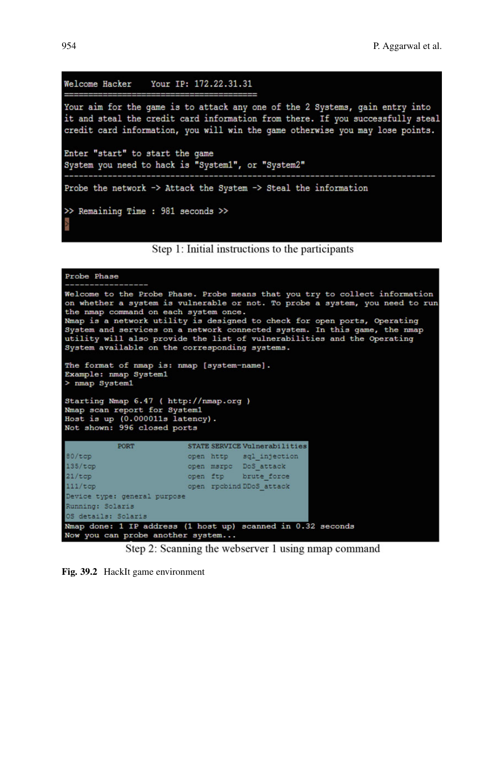```
Welcome Hacker    Your IP: 172.22.31.31
========================================
Your aim for the game is to attack any one of the 2 Systems, gain entry into
it and steal the credit card information from there. If you successfully steal
credit card information, you will win the game otherwise you may lose points.

Enter "start" to start the game
System you need to hack is "System1", or "System2"
--------------------------------------------------------------------------------
Probe the network -> Attack the System -> Steal the information

>> Remaining Time : 981 seconds >>
>
```

Step 1: Initial instructions to the participants

```
Probe Phase
-----------------
Welcome to the Probe Phase. Probe means that you try to collect information
on whether a system is vulnerable or not. To probe a system, you need to run
the nmap command on each system once.
Nmap is a network utility is designed to check for open ports, Operating
System and services on a network connected system. In this game, the nmap
utility will also provide the list of vulnerabilities and the Operating
System available on the corresponding systems.

The format of nmap is: nmap [system-name].
Example: nmap System1
> nmap System1

Starting Nmap 6.47 ( http://nmap.org )
Nmap scan report for System1
Host is up (0.000011s latency).
Not shown: 996 closed ports
```

| PORT | STATE | SERVICE | Vulnerabilities |
|---|---|---|---|
| 80/tcp | open | http | sql_injection |
| 135/tcp | open | msrpc | DoS_attack |
| 21/tcp | open | ftp | brute_force |
| 111/tcp | open | rpcbind | DDoS_attack |

```
Device type: general purpose
Running: Solaris
OS details: Solaris
Nmap done: 1 IP address (1 host up) scanned in 0.32 seconds
Now you can probe another system...
```

Step 2: Scanning the webserver 1 using nmap command

**Fig. 39.2** HackIt game environment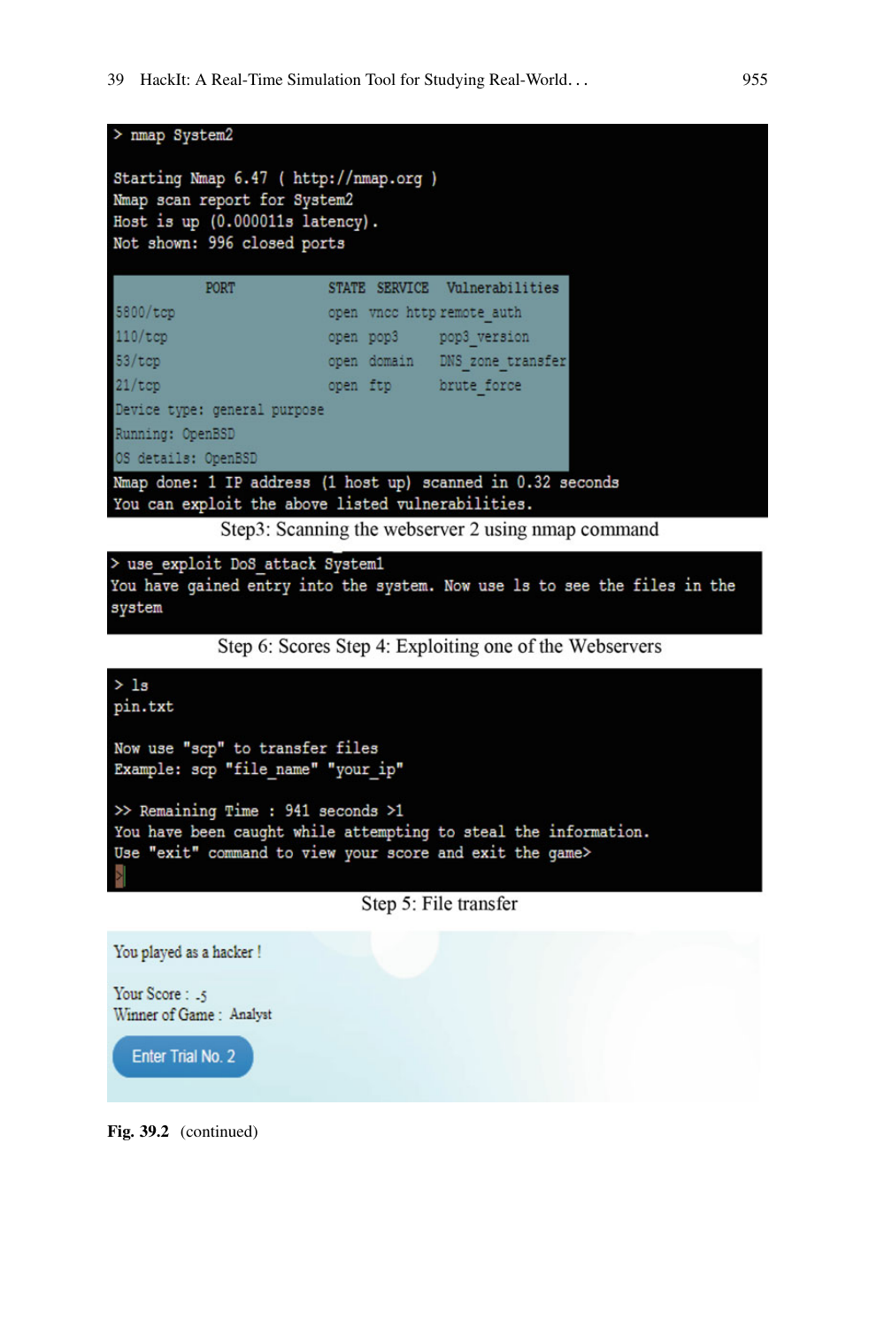```
> nmap System2

Starting Nmap 6.47 ( http://nmap.org )
Nmap scan report for System2
Host is up (0.000011s latency).
Not shown: 996 closed ports
```

| PORT | STATE | SERVICE | Vulnerabilities |
|---|---|---|---|
| 5800/tcp | open | vncc http | remote_auth |
| 110/tcp | open | pop3 | pop3_version |
| 53/tcp | open | domain | DNS_zone_transfer |
| 21/tcp | open | ftp | brute_force |

```
Device type: general purpose
Running: OpenBSD
OS details: OpenBSD
Nmap done: 1 IP address (1 host up) scanned in 0.32 seconds
You can exploit the above listed vulnerabilities.
```

Step3: Scanning the webserver 2 using nmap command

```
> use_exploit DoS_attack System1
You have gained entry into the system. Now use ls to see the files in the system
```

Step 6: Scores Step 4: Exploiting one of the Webservers

```
> ls
pin.txt

Now use "scp" to transfer files
Example: scp "file_name" "your_ip"

>> Remaining Time : 941 seconds >1
You have been caught while attempting to steal the information.
Use "exit" command to view your score and exit the game>
>
```

Step 5: File transfer

You played as a hacker !

Your Score : -5
Winner of Game : Analyst

Enter Trial No. 2

**Fig. 39.2** (continued)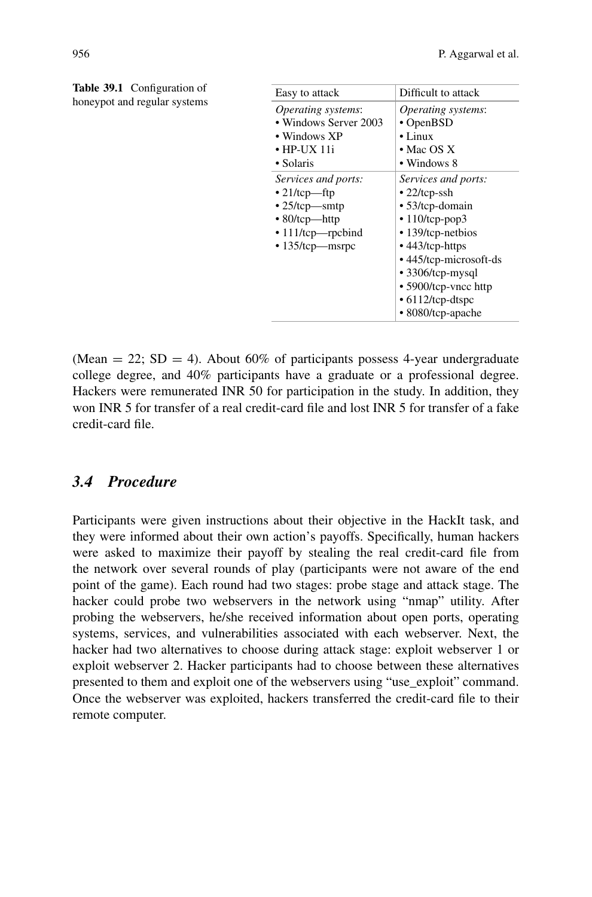**Table 39.1** Configuration of honeypot and regular systems

| Easy to attack | Difficult to attack |
|---|---|
| *Operating systems*:<br>• Windows Server 2003<br>• Windows XP<br>• HP-UX 11i<br>• Solaris | *Operating systems*:<br>• OpenBSD<br>• Linux<br>• Mac OS X<br>• Windows 8 |
| *Services and ports:*<br>• 21/tcp—ftp<br>• 25/tcp—smtp<br>• 80/tcp—http<br>• 111/tcp—rpcbind<br>• 135/tcp—msrpc | *Services and ports:*<br>• 22/tcp-ssh<br>• 53/tcp-domain<br>• 110/tcp-pop3<br>• 139/tcp-netbios<br>• 443/tcp-https<br>• 445/tcp-microsoft-ds<br>• 3306/tcp-mysql<br>• 5900/tcp-vncc http<br>• 6112/tcp-dtspc<br>• 8080/tcp-apache |

(Mean = 22; SD = 4). About 60% of participants possess 4-year undergraduate college degree, and 40% participants have a graduate or a professional degree. Hackers were remunerated INR 50 for participation in the study. In addition, they won INR 5 for transfer of a real credit-card file and lost INR 5 for transfer of a fake credit-card file.

### 3.4 Procedure

Participants were given instructions about their objective in the HackIt task, and they were informed about their own action's payoffs. Specifically, human hackers were asked to maximize their payoff by stealing the real credit-card file from the network over several rounds of play (participants were not aware of the end point of the game). Each round had two stages: probe stage and attack stage. The hacker could probe two webservers in the network using "nmap" utility. After probing the webservers, he/she received information about open ports, operating systems, services, and vulnerabilities associated with each webserver. Next, the hacker had two alternatives to choose during attack stage: exploit webserver 1 or exploit webserver 2. Hacker participants had to choose between these alternatives presented to them and exploit one of the webservers using "use_exploit" command. Once the webserver was exploited, hackers transferred the credit-card file to their remote computer.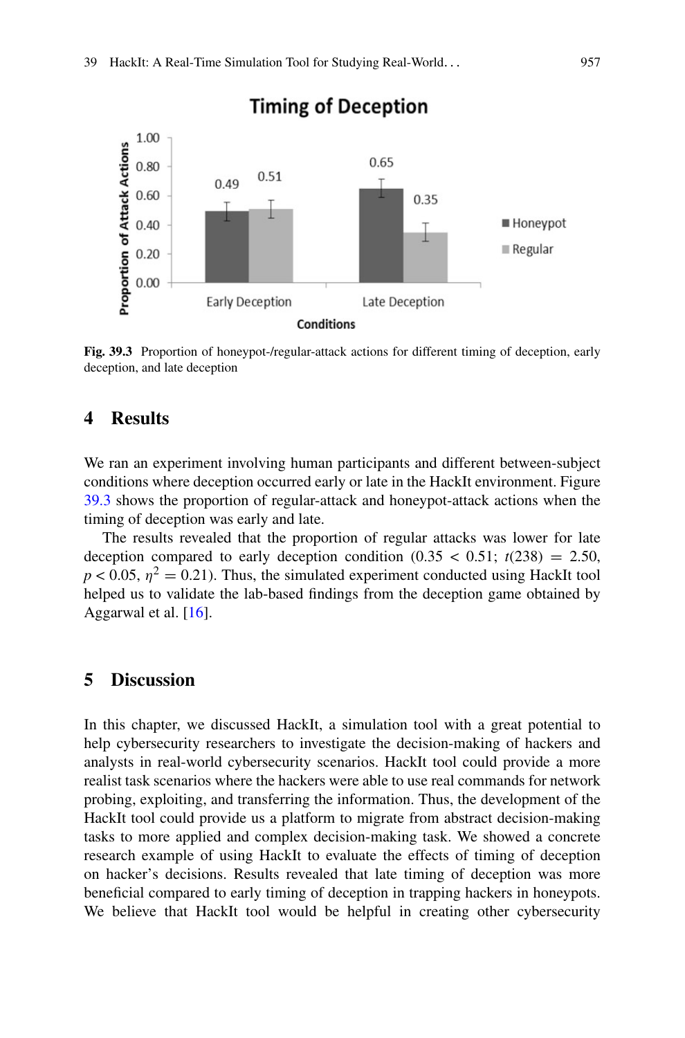Fig. 39.3 Proportion of honeypot-/regular-attack actions for different timing of deception, early deception, and late deception

## 4 Results

We ran an experiment involving human participants and different between-subject conditions where deception occurred early or late in the HackIt environment. Figure 39.3 shows the proportion of regular-attack and honeypot-attack actions when the timing of deception was early and late.

The results revealed that the proportion of regular attacks was lower for late deception compared to early deception condition (0.35 < 0.51; $t(238) = 2.50$, $p < 0.05$, $\eta^2 = 0.21$). Thus, the simulated experiment conducted using HackIt tool helped us to validate the lab-based findings from the deception game obtained by Aggarwal et al. [16].

## 5 Discussion

In this chapter, we discussed HackIt, a simulation tool with a great potential to help cybersecurity researchers to investigate the decision-making of hackers and analysts in real-world cybersecurity scenarios. HackIt tool could provide a more realist task scenarios where the hackers were able to use real commands for network probing, exploiting, and transferring the information. Thus, the development of the HackIt tool could provide us a platform to migrate from abstract decision-making tasks to more applied and complex decision-making task. We showed a concrete research example of using HackIt to evaluate the effects of timing of deception on hacker's decisions. Results revealed that late timing of deception was more beneficial compared to early timing of deception in trapping hackers in honeypots. We believe that HackIt tool would be helpful in creating other cybersecurity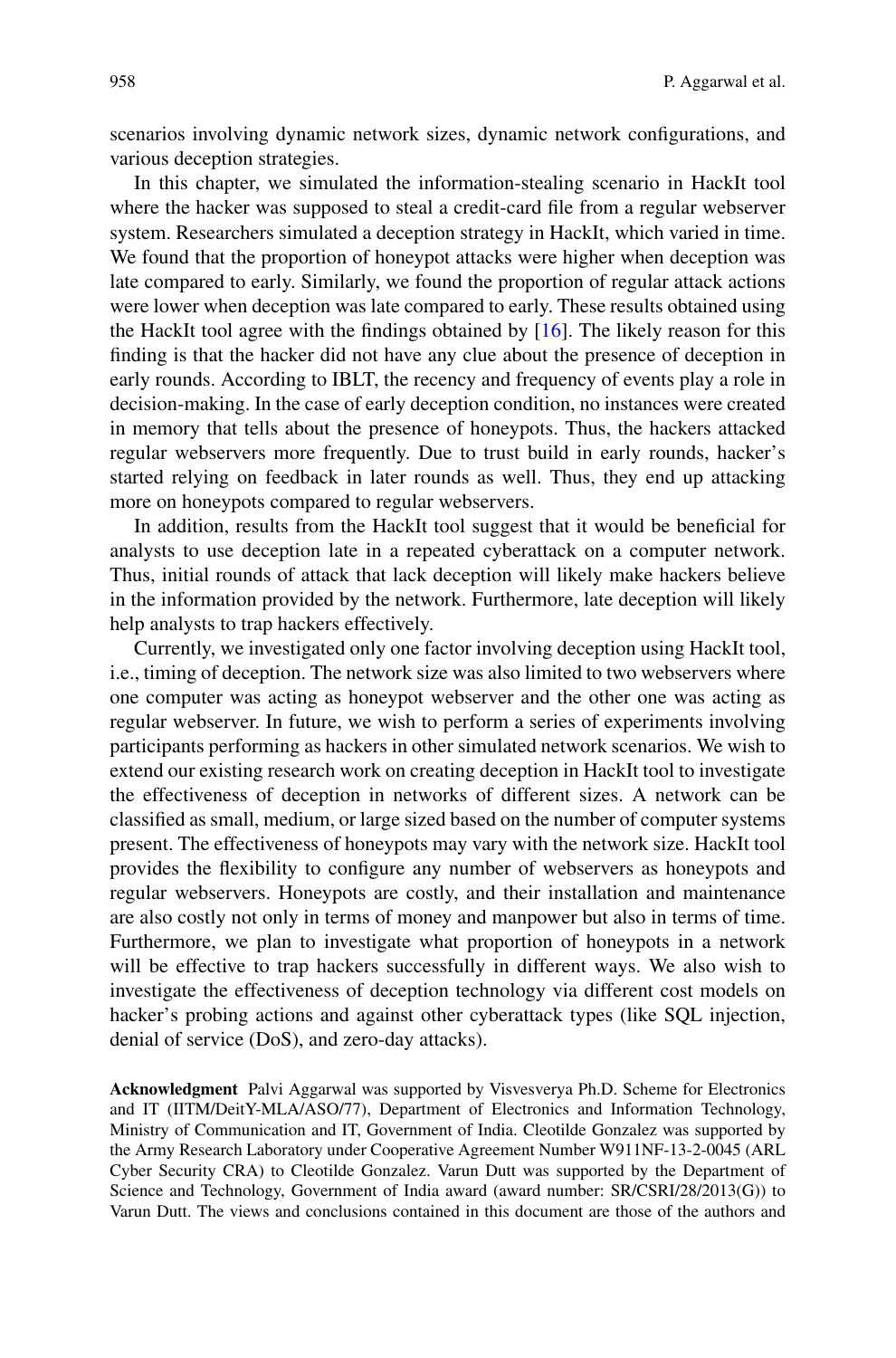scenarios involving dynamic network sizes, dynamic network configurations, and various deception strategies.

In this chapter, we simulated the information-stealing scenario in HackIt tool where the hacker was supposed to steal a credit-card file from a regular webserver system. Researchers simulated a deception strategy in HackIt, which varied in time. We found that the proportion of honeypot attacks were higher when deception was late compared to early. Similarly, we found the proportion of regular attack actions were lower when deception was late compared to early. These results obtained using the HackIt tool agree with the findings obtained by [16]. The likely reason for this finding is that the hacker did not have any clue about the presence of deception in early rounds. According to IBLT, the recency and frequency of events play a role in decision-making. In the case of early deception condition, no instances were created in memory that tells about the presence of honeypots. Thus, the hackers attacked regular webservers more frequently. Due to trust build in early rounds, hacker's started relying on feedback in later rounds as well. Thus, they end up attacking more on honeypots compared to regular webservers.

In addition, results from the HackIt tool suggest that it would be beneficial for analysts to use deception late in a repeated cyberattack on a computer network. Thus, initial rounds of attack that lack deception will likely make hackers believe in the information provided by the network. Furthermore, late deception will likely help analysts to trap hackers effectively.

Currently, we investigated only one factor involving deception using HackIt tool, i.e., timing of deception. The network size was also limited to two webservers where one computer was acting as honeypot webserver and the other one was acting as regular webserver. In future, we wish to perform a series of experiments involving participants performing as hackers in other simulated network scenarios. We wish to extend our existing research work on creating deception in HackIt tool to investigate the effectiveness of deception in networks of different sizes. A network can be classified as small, medium, or large sized based on the number of computer systems present. The effectiveness of honeypots may vary with the network size. HackIt tool provides the flexibility to configure any number of webservers as honeypots and regular webservers. Honeypots are costly, and their installation and maintenance are also costly not only in terms of money and manpower but also in terms of time. Furthermore, we plan to investigate what proportion of honeypots in a network will be effective to trap hackers successfully in different ways. We also wish to investigate the effectiveness of deception technology via different cost models on hacker's probing actions and against other cyberattack types (like SQL injection, denial of service (DoS), and zero-day attacks).

**Acknowledgment** Palvi Aggarwal was supported by Visvesverya Ph.D. Scheme for Electronics and IT (IITM/DeitY-MLA/ASO/77), Department of Electronics and Information Technology, Ministry of Communication and IT, Government of India. Cleotilde Gonzalez was supported by the Army Research Laboratory under Cooperative Agreement Number W911NF-13-2-0045 (ARL Cyber Security CRA) to Cleotilde Gonzalez. Varun Dutt was supported by the Department of Science and Technology, Government of India award (award number: SR/CSRI/28/2013(G)) to Varun Dutt. The views and conclusions contained in this document are those of the authors and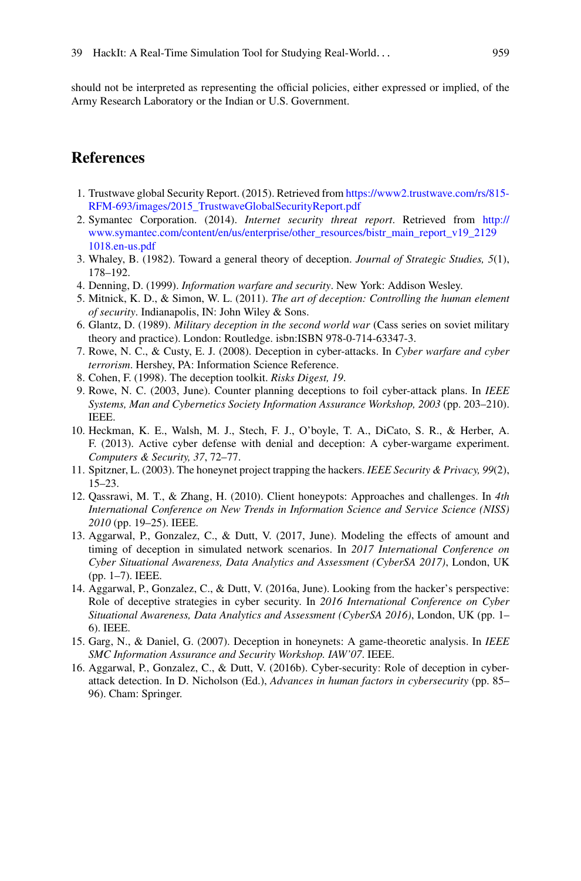should not be interpreted as representing the official policies, either expressed or implied, of the Army Research Laboratory or the Indian or U.S. Government.

## References

1. Trustwave global Security Report. (2015). Retrieved from https://www2.trustwave.com/rs/815-RFM-693/images/2015_TrustwaveGlobalSecurityReport.pdf
2. Symantec Corporation. (2014). *Internet security threat report*. Retrieved from http://www.symantec.com/content/en/us/enterprise/other_resources/bistr_main_report_v19_21291018.en-us.pdf
3. Whaley, B. (1982). Toward a general theory of deception. *Journal of Strategic Studies, 5*(1), 178–192.
4. Denning, D. (1999). *Information warfare and security*. New York: Addison Wesley.
5. Mitnick, K. D., & Simon, W. L. (2011). *The art of deception: Controlling the human element of security*. Indianapolis, IN: John Wiley & Sons.
6. Glantz, D. (1989). *Military deception in the second world war* (Cass series on soviet military theory and practice). London: Routledge. isbn:ISBN 978-0-714-63347-3.
7. Rowe, N. C., & Custy, E. J. (2008). Deception in cyber-attacks. In *Cyber warfare and cyber terrorism*. Hershey, PA: Information Science Reference.
8. Cohen, F. (1998). The deception toolkit. *Risks Digest, 19*.
9. Rowe, N. C. (2003, June). Counter planning deceptions to foil cyber-attack plans. In *IEEE Systems, Man and Cybernetics Society Information Assurance Workshop, 2003* (pp. 203–210). IEEE.
10. Heckman, K. E., Walsh, M. J., Stech, F. J., O'boyle, T. A., DiCato, S. R., & Herber, A. F. (2013). Active cyber defense with denial and deception: A cyber-wargame experiment. *Computers & Security, 37*, 72–77.
11. Spitzner, L. (2003). The honeynet project trapping the hackers. *IEEE Security & Privacy, 99*(2), 15–23.
12. Qassrawi, M. T., & Zhang, H. (2010). Client honeypots: Approaches and challenges. In *4th International Conference on New Trends in Information Science and Service Science (NISS) 2010* (pp. 19–25). IEEE.
13. Aggarwal, P., Gonzalez, C., & Dutt, V. (2017, June). Modeling the effects of amount and timing of deception in simulated network scenarios. In *2017 International Conference on Cyber Situational Awareness, Data Analytics and Assessment (CyberSA 2017)*, London, UK (pp. 1–7). IEEE.
14. Aggarwal, P., Gonzalez, C., & Dutt, V. (2016a, June). Looking from the hacker's perspective: Role of deceptive strategies in cyber security. In *2016 International Conference on Cyber Situational Awareness, Data Analytics and Assessment (CyberSA 2016)*, London, UK (pp. 1–6). IEEE.
15. Garg, N., & Daniel, G. (2007). Deception in honeynets: A game-theoretic analysis. In *IEEE SMC Information Assurance and Security Workshop. IAW'07*. IEEE.
16. Aggarwal, P., Gonzalez, C., & Dutt, V. (2016b). Cyber-security: Role of deception in cyber-attack detection. In D. Nicholson (Ed.), *Advances in human factors in cybersecurity* (pp. 85–96). Cham: Springer.